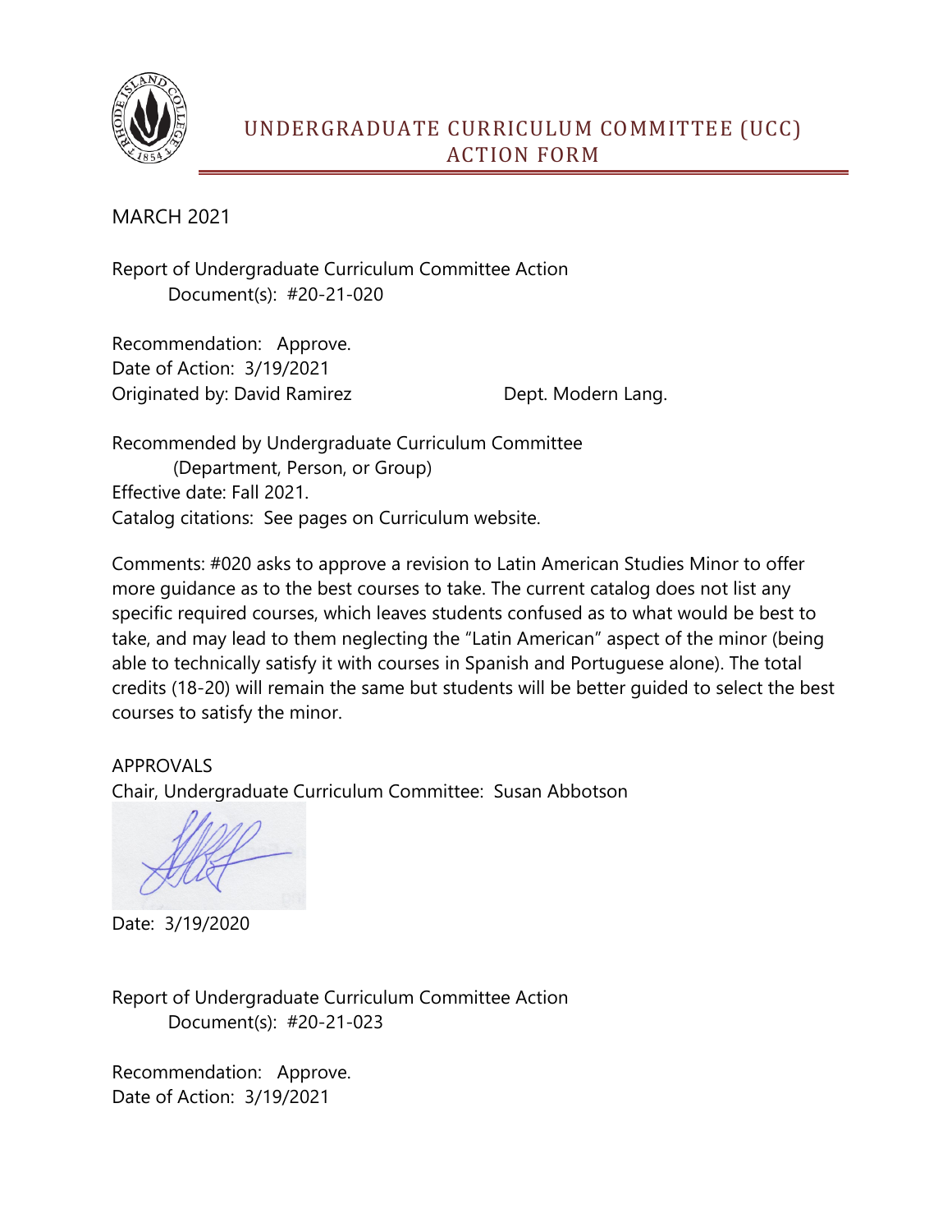# UNDERGRADUATE CURRICULUM COMMITTEE (UCC) ACTION FORM

MARCH 2021

Report of Undergraduate Curriculum Committee Action
Document(s): #20-21-020

Recommendation: Approve.
Date of Action: 3/19/2021
Originated by: David Ramirez Dept. Modern Lang.

Recommended by Undergraduate Curriculum Committee
(Department, Person, or Group)
Effective date: Fall 2021.
Catalog citations: See pages on Curriculum website.

Comments: #020 asks to approve a revision to Latin American Studies Minor to offer more guidance as to the best courses to take. The current catalog does not list any specific required courses, which leaves students confused as to what would be best to take, and may lead to them neglecting the "Latin American" aspect of the minor (being able to technically satisfy it with courses in Spanish and Portuguese alone). The total credits (18-20) will remain the same but students will be better guided to select the best courses to satisfy the minor.

APPROVALS
Chair, Undergraduate Curriculum Committee: Susan Abbotson

Date: 3/19/2020

Report of Undergraduate Curriculum Committee Action
Document(s): #20-21-023

Recommendation: Approve.
Date of Action: 3/19/2021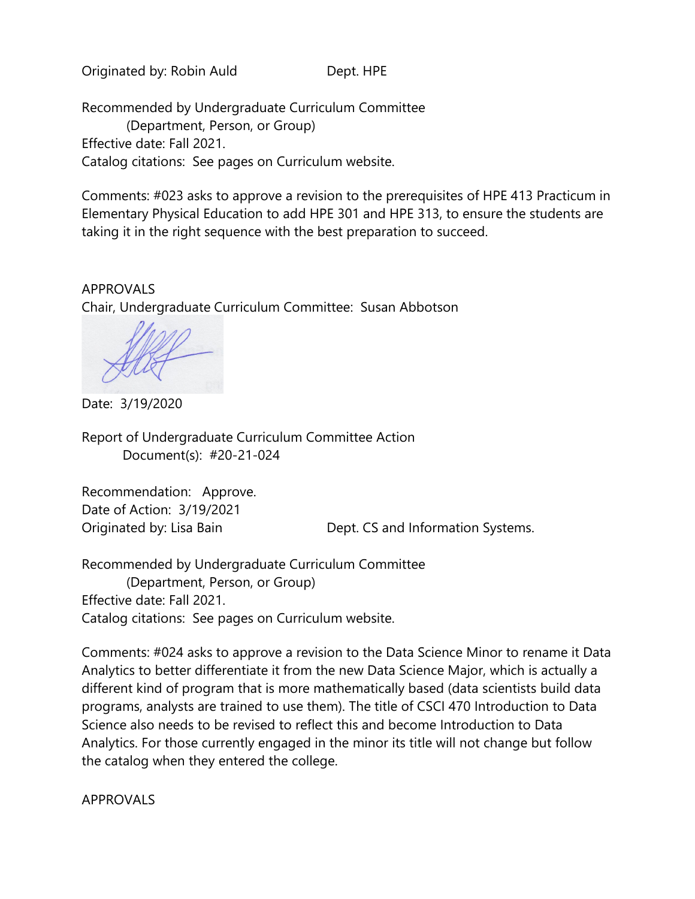Originated by: Robin Auld Dept. HPE

Recommended by Undergraduate Curriculum Committee
(Department, Person, or Group)
Effective date: Fall 2021.
Catalog citations: See pages on Curriculum website.

Comments: #023 asks to approve a revision to the prerequisites of HPE 413 Practicum in Elementary Physical Education to add HPE 301 and HPE 313, to ensure the students are taking it in the right sequence with the best preparation to succeed.

APPROVALS
Chair, Undergraduate Curriculum Committee: Susan Abbotson

Date: 3/19/2020

Report of Undergraduate Curriculum Committee Action
Document(s): #20-21-024

Recommendation: Approve.
Date of Action: 3/19/2021
Originated by: Lisa Bain Dept. CS and Information Systems.

Recommended by Undergraduate Curriculum Committee
(Department, Person, or Group)
Effective date: Fall 2021.
Catalog citations: See pages on Curriculum website.

Comments: #024 asks to approve a revision to the Data Science Minor to rename it Data Analytics to better differentiate it from the new Data Science Major, which is actually a different kind of program that is more mathematically based (data scientists build data programs, analysts are trained to use them). The title of CSCI 470 Introduction to Data Science also needs to be revised to reflect this and become Introduction to Data Analytics. For those currently engaged in the minor its title will not change but follow the catalog when they entered the college.

APPROVALS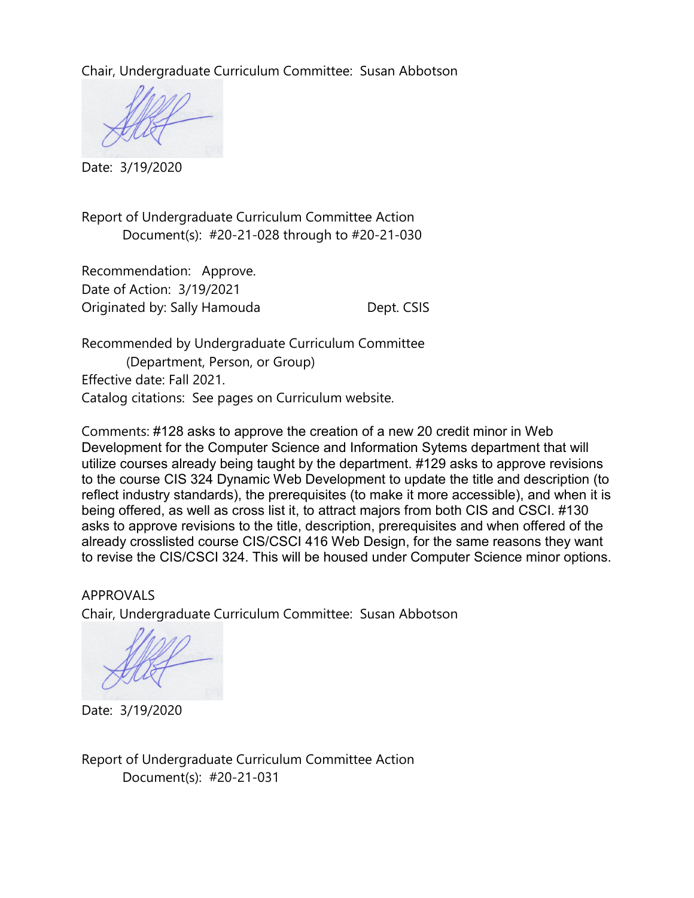Chair, Undergraduate Curriculum Committee: Susan Abbotson

Date: 3/19/2020

Report of Undergraduate Curriculum Committee Action

Document(s): #20-21-028 through to #20-21-030

Recommendation: Approve.

Date of Action: 3/19/2021

Originated by: Sally Hamouda Dept. CSIS

Recommended by Undergraduate Curriculum Committee

(Department, Person, or Group)

Effective date: Fall 2021.

Catalog citations: See pages on Curriculum website.

Comments: #128 asks to approve the creation of a new 20 credit minor in Web Development for the Computer Science and Information Sytems department that will utilize courses already being taught by the department. #129 asks to approve revisions to the course CIS 324 Dynamic Web Development to update the title and description (to reflect industry standards), the prerequisites (to make it more accessible), and when it is being offered, as well as cross list it, to attract majors from both CIS and CSCI. #130 asks to approve revisions to the title, description, prerequisites and when offered of the already crosslisted course CIS/CSCI 416 Web Design, for the same reasons they want to revise the CIS/CSCI 324. This will be housed under Computer Science minor options.

APPROVALS

Chair, Undergraduate Curriculum Committee: Susan Abbotson

Date: 3/19/2020

Report of Undergraduate Curriculum Committee Action

Document(s): #20-21-031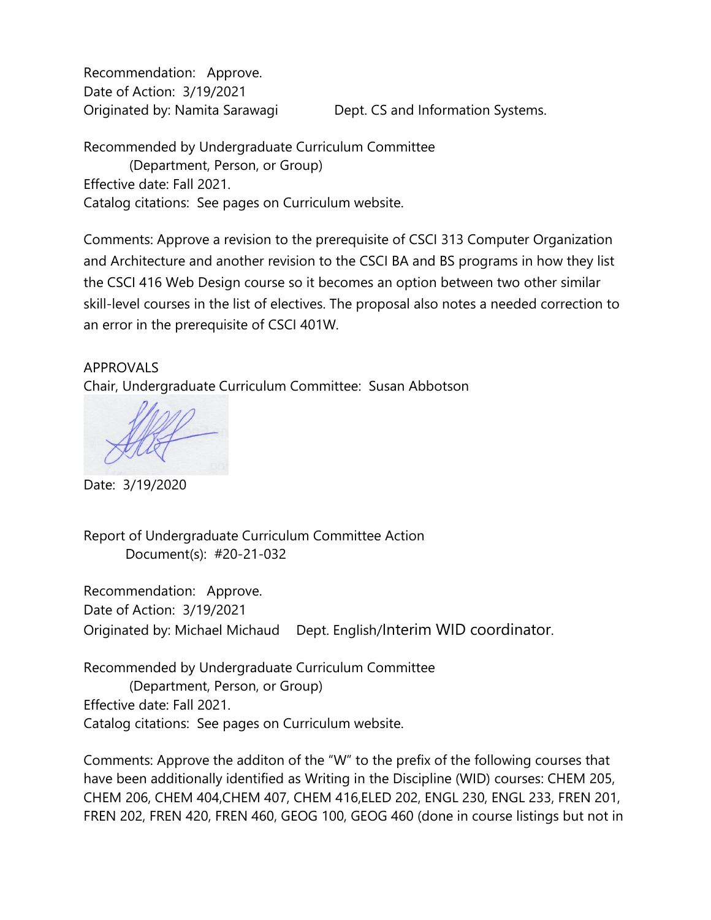Recommendation: Approve.
Date of Action: 3/19/2021
Originated by: Namita Sarawagi Dept. CS and Information Systems.

Recommended by Undergraduate Curriculum Committee
(Department, Person, or Group)
Effective date: Fall 2021.
Catalog citations: See pages on Curriculum website.

Comments: Approve a revision to the prerequisite of CSCI 313 Computer Organization and Architecture and another revision to the CSCI BA and BS programs in how they list the CSCI 416 Web Design course so it becomes an option between two other similar skill-level courses in the list of electives. The proposal also notes a needed correction to an error in the prerequisite of CSCI 401W.

APPROVALS
Chair, Undergraduate Curriculum Committee: Susan Abbotson

Date: 3/19/2020

Report of Undergraduate Curriculum Committee Action
Document(s): #20-21-032

Recommendation: Approve.
Date of Action: 3/19/2021
Originated by: Michael Michaud Dept. English/Interim WID coordinator.

Recommended by Undergraduate Curriculum Committee
(Department, Person, or Group)
Effective date: Fall 2021.
Catalog citations: See pages on Curriculum website.

Comments: Approve the additon of the "W" to the prefix of the following courses that have been additionally identified as Writing in the Discipline (WID) courses: CHEM 205, CHEM 206, CHEM 404,CHEM 407, CHEM 416,ELED 202, ENGL 230, ENGL 233, FREN 201, FREN 202, FREN 420, FREN 460, GEOG 100, GEOG 460 (done in course listings but not in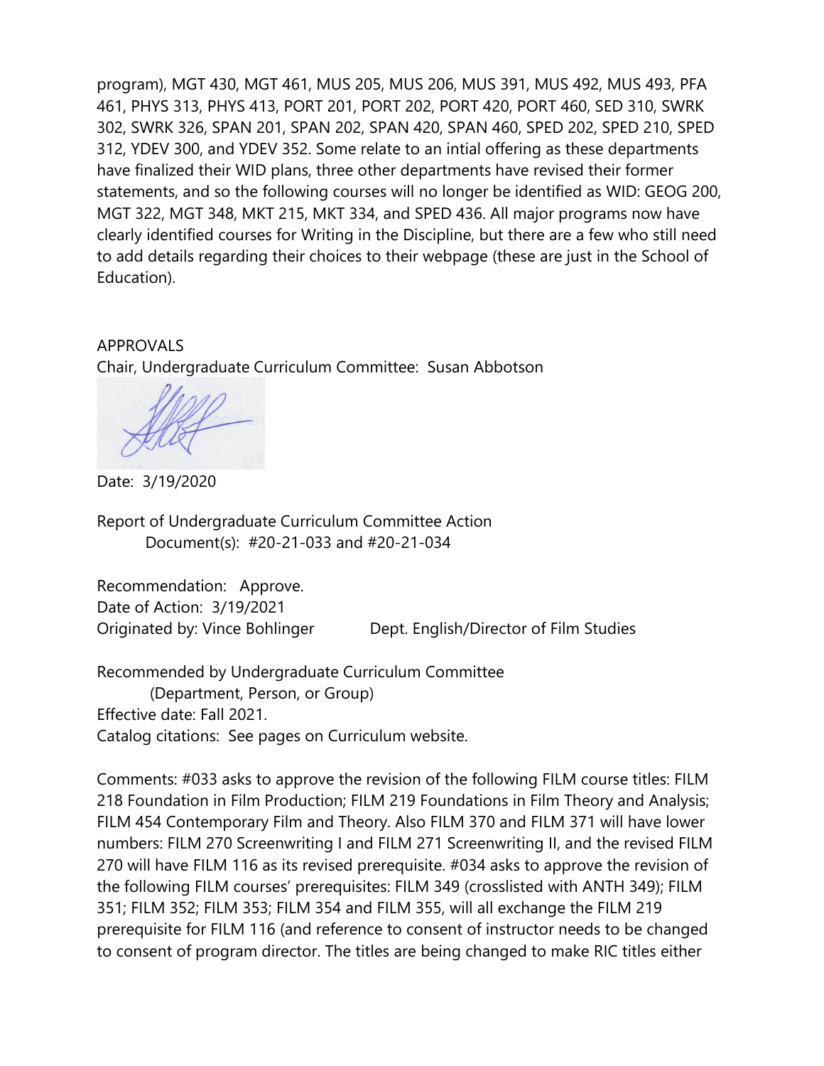program), MGT 430, MGT 461, MUS 205, MUS 206, MUS 391, MUS 492, MUS 493, PFA 461, PHYS 313, PHYS 413, PORT 201, PORT 202, PORT 420, PORT 460, SED 310, SWRK 302, SWRK 326, SPAN 201, SPAN 202, SPAN 420, SPAN 460, SPED 202, SPED 210, SPED 312, YDEV 300, and YDEV 352. Some relate to an intial offering as these departments have finalized their WID plans, three other departments have revised their former statements, and so the following courses will no longer be identified as WID: GEOG 200, MGT 322, MGT 348, MKT 215, MKT 334, and SPED 436. All major programs now have clearly identified courses for Writing in the Discipline, but there are a few who still need to add details regarding their choices to their webpage (these are just in the School of Education).

APPROVALS
Chair, Undergraduate Curriculum Committee: Susan Abbotson

Date: 3/19/2020

Report of Undergraduate Curriculum Committee Action
Document(s): #20-21-033 and #20-21-034

Recommendation: Approve.
Date of Action: 3/19/2021
Originated by: Vince Bohlinger Dept. English/Director of Film Studies

Recommended by Undergraduate Curriculum Committee
(Department, Person, or Group)
Effective date: Fall 2021.
Catalog citations: See pages on Curriculum website.

Comments: #033 asks to approve the revision of the following FILM course titles: FILM 218 Foundation in Film Production; FILM 219 Foundations in Film Theory and Analysis; FILM 454 Contemporary Film and Theory. Also FILM 370 and FILM 371 will have lower numbers: FILM 270 Screenwriting I and FILM 271 Screenwriting II, and the revised FILM 270 will have FILM 116 as its revised prerequisite. #034 asks to approve the revision of the following FILM courses' prerequisites: FILM 349 (crosslisted with ANTH 349); FILM 351; FILM 352; FILM 353; FILM 354 and FILM 355, will all exchange the FILM 219 prerequisite for FILM 116 (and reference to consent of instructor needs to be changed to consent of program director. The titles are being changed to make RIC titles either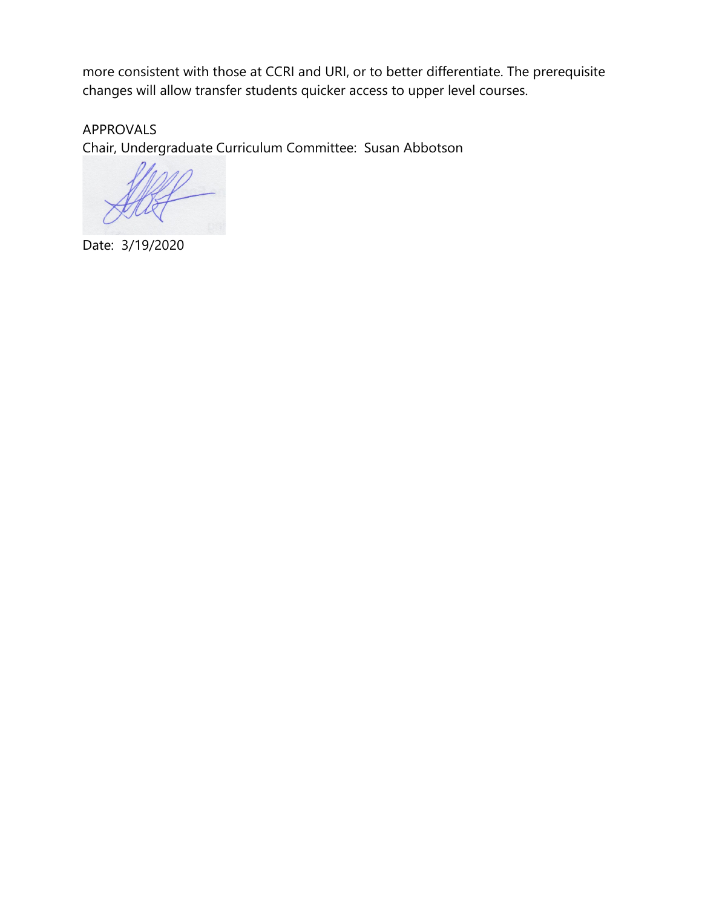more consistent with those at CCRI and URI, or to better differentiate. The prerequisite changes will allow transfer students quicker access to upper level courses.

APPROVALS
Chair, Undergraduate Curriculum Committee: Susan Abbotson

Date: 3/19/2020